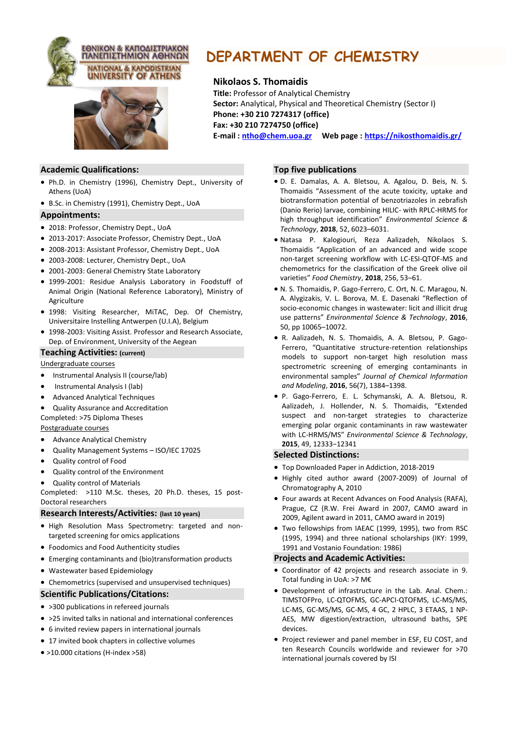ΕΘΝΙΚΟΝ & ΚΑΠΟΔΙΣΤΡΙΑΚΟΝ ΠΑΝΕΠΙΣΤΗΜΙΟΝ ΑΘΗΝΩΝ
NATIONAL & KAPODISTRIAN UNIVERSITY OF ATHENS

# DEPARTMENT OF CHEMISTRY

## Nikolaos S. Thomaidis

**Title:** Professor of Analytical Chemistry
**Sector:** Analytical, Physical and Theoretical Chemistry (Sector I)
**Phone: +30 210 7274317 (office)**
**Fax: +30 210 7274750 (office)**
**E-mail : ntho@chem.uoa.gr** **Web page : https://nikosthomaidis.gr/**

### Academic Qualifications:

- Ph.D. in Chemistry (1996), Chemistry Dept., University of Athens (UoA)
- B.Sc. in Chemistry (1991), Chemistry Dept., UoA

### Appointments:

- 2018: Professor, Chemistry Dept., UoA
- 2013-2017: Associate Professor, Chemistry Dept., UoA
- 2008-2013: Assistant Professor, Chemistry Dept., UoA
- 2003-2008: Lecturer, Chemistry Dept., UoA
- 2001-2003: General Chemistry State Laboratory
- 1999-2001: Residue Analysis Laboratory in Foodstuff of Animal Origin (National Reference Laboratory), Ministry of Agriculture
- 1998: Visiting Researcher, MiTAC, Dep. Of Chemistry, Universitaire Instelling Antwerpen (U.I.A), Belgium
- 1998-2003: Visiting Assist. Professor and Research Associate, Dep. of Environment, University of the Aegean

### Teaching Activities: (current)

Undergraduate courses

- Instrumental Analysis II (course/lab)
- Instrumental Analysis I (lab)
- Advanced Analytical Techniques
- Quality Assurance and Accreditation

Completed: >75 Diploma Theses

Postgraduate courses

- Advance Analytical Chemistry
- Quality Management Systems – ISO/IEC 17025
- Quality control of Food
- Quality control of the Environment
- Quality control of Materials

Completed: >110 M.Sc. theses, 20 Ph.D. theses, 15 post-Doctoral researchers

### Research Interests/Activities: (last 10 years)

- High Resolution Mass Spectrometry: targeted and non-targeted screening for omics applications
- Foodomics and Food Authenticity studies
- Emerging contaminants and (bio)transformation products
- Wastewater based Epidemiology
- Chemometrics (supervised and unsupervised techniques)

### Scientific Publications/Citations:

- >300 publications in refereed journals
- >25 invited talks in national and international conferences
- 6 invited review papers in international journals
- 17 invited book chapters in collective volumes
- >10.000 citations (H-index >58)

### Top five publications

- D. E. Damalas, A. A. Bletsou, A. Agalou, D. Beis, N. S. Thomaidis "Assessment of the acute toxicity, uptake and biotransformation potential of benzotriazoles in zebrafish (Danio Rerio) larvae, combining HILIC- with RPLC-HRMS for high throughput identification" *Environmental Science & Technology*, **2018**, 52, 6023–6031.
- Natasa P. Kalogiouri, Reza Aalizadeh, Nikolaos S. Thomaidis "Application of an advanced and wide scope non-target screening workflow with LC-ESI-QTOF-MS and chemometrics for the classification of the Greek olive oil varieties" *Food Chemistry*, **2018**, 256, 53–61.
- N. S. Thomaidis, P. Gago-Ferrero, C. Ort, N. C. Maragou, N. A. Alygizakis, V. L. Borova, M. E. Dasenaki "Reflection of socio-economic changes in wastewater: licit and illicit drug use patterns" *Environmental Science & Technology*, **2016**, 50, pp 10065–10072.
- R. Aalizadeh, N. S. Thomaidis, A. A. Bletsou, P. Gago-Ferrero, "Quantitative structure-retention relationships models to support non-target high resolution mass spectrometric screening of emerging contaminants in environmental samples" *Journal of Chemical Information and Modeling*, **2016**, 56(7), 1384–1398.
- P. Gago-Ferrero, E. L. Schymanski, A. A. Bletsou, R. Aalizadeh, J. Hollender, N. S. Thomaidis, "Extended suspect and non-target strategies to characterize emerging polar organic contaminants in raw wastewater with LC-HRMS/MS" *Environmental Science & Technology*, **2015**, 49, 12333–12341

### Selected Distinctions:

- Top Downloaded Paper in Addiction, 2018-2019
- Highly cited author award (2007-2009) of Journal of Chromatography A, 2010
- Four awards at Recent Advances on Food Analysis (RAFA), Prague, CZ (R.W. Frei Award in 2007, CAMO award in 2009, Agilent award in 2011, CAMO award in 2019)
- Two fellowships from IAEAC (1999, 1995), two from RSC (1995, 1994) and three national scholarships (IKY: 1999, 1991 and Vostanio Foundation: 1986)

### Projects and Academic Activities:

- Coordinator of 42 projects and research associate in 9. Total funding in UoA: >7 M€
- Development of infrastructure in the Lab. Anal. Chem.: TIMSTOFPro, LC-QTOFMS, GC-APCI-QTOFMS, LC-MS/MS, LC-MS, GC-MS/MS, GC-MS, 4 GC, 2 HPLC, 3 ETAAS, 1 NP-AES, MW digestion/extraction, ultrasound baths, SPE devices.
- Project reviewer and panel member in ESF, EU COST, and ten Research Councils worldwide and reviewer for >70 international journals covered by ISI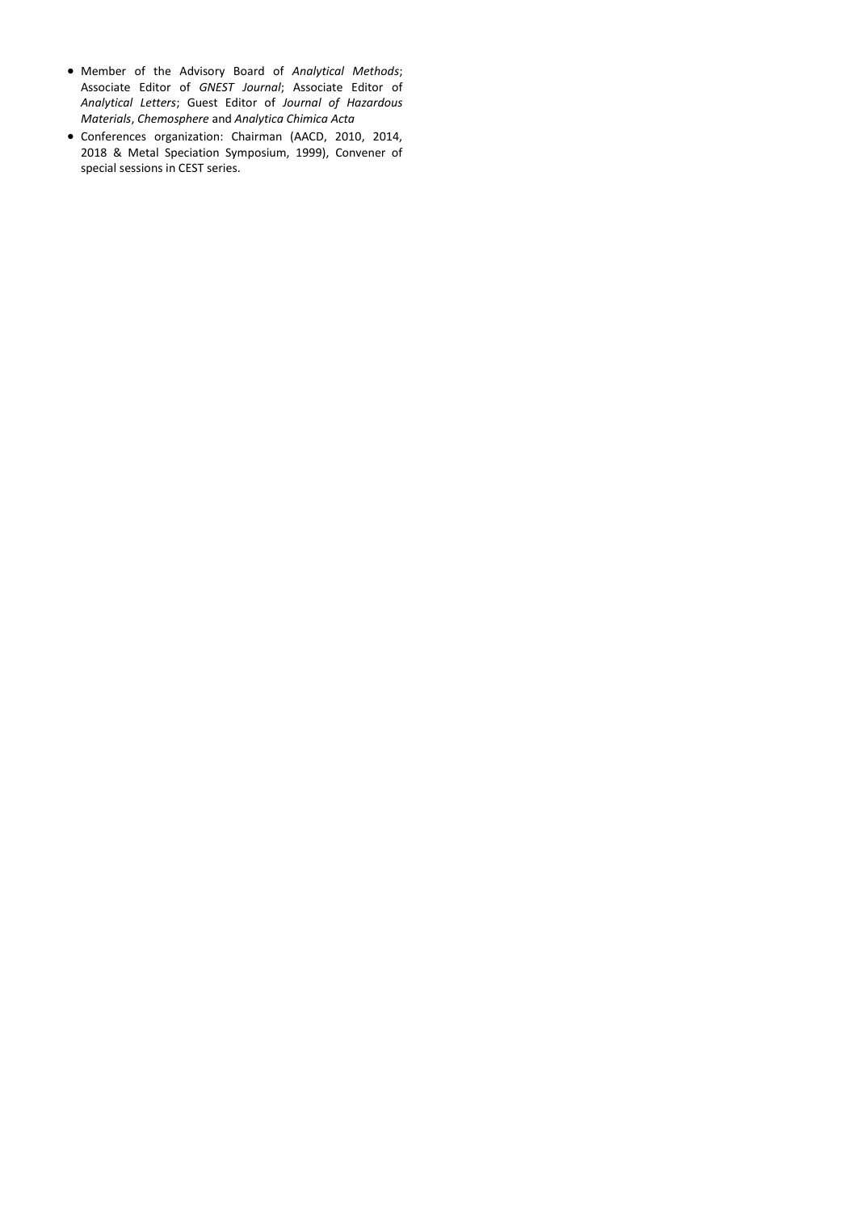- Member of the Advisory Board of *Analytical Methods*; Associate Editor of *GNEST Journal*; Associate Editor of *Analytical Letters*; Guest Editor of *Journal of Hazardous Materials*, *Chemosphere* and *Analytica Chimica Acta*
- Conferences organization: Chairman (AACD, 2010, 2014, 2018 & Metal Speciation Symposium, 1999), Convener of special sessions in CEST series.